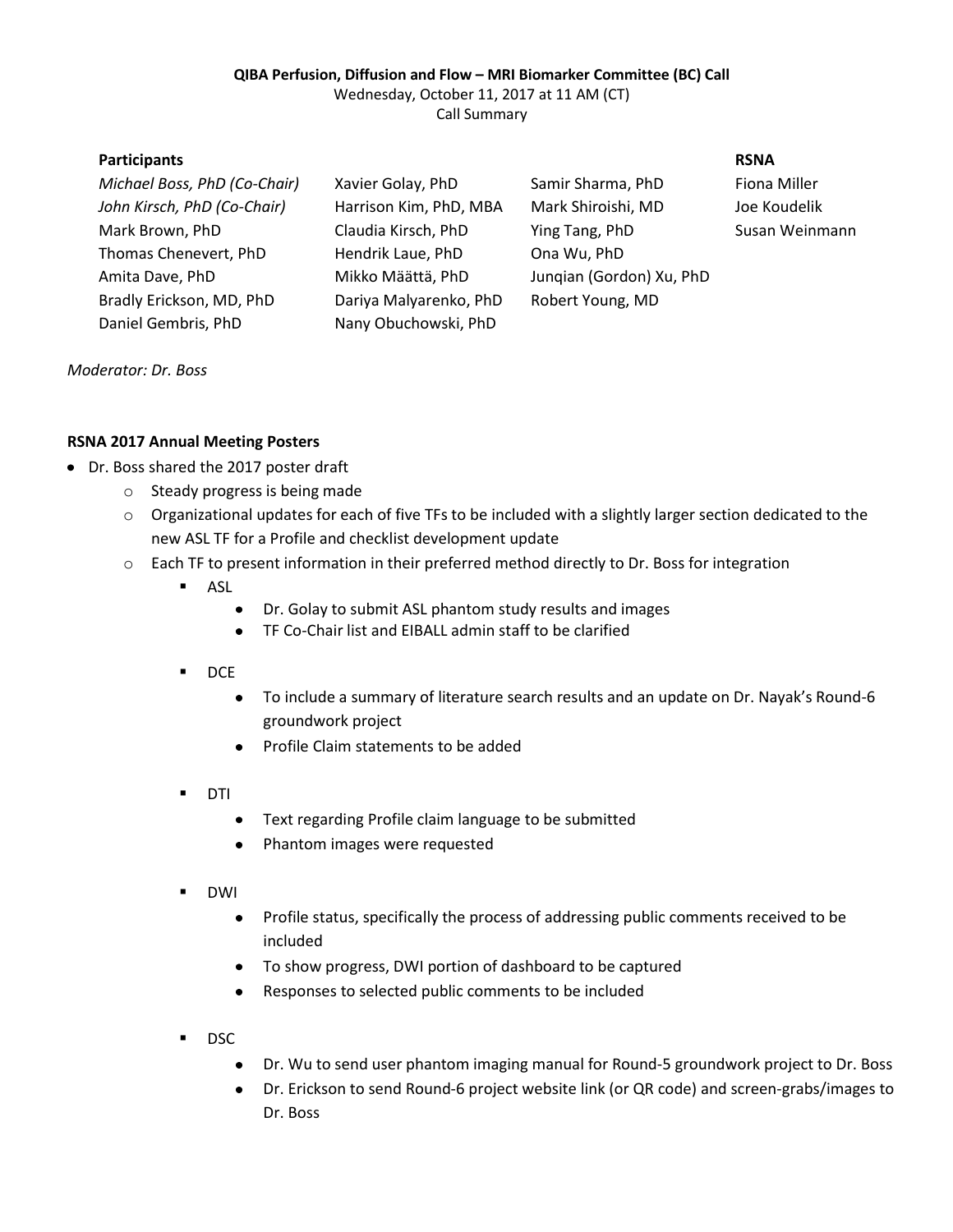**QIBA Perfusion, Diffusion and Flow – MRI Biomarker Committee (BC) Call**

Wednesday, October 11, 2017 at 11 AM (CT)

Call Summary

| **Participants** | | | **RSNA** |
|---|---|---|---|
| *Michael Boss, PhD (Co-Chair)* | Xavier Golay, PhD | Samir Sharma, PhD | Fiona Miller |
| *John Kirsch, PhD (Co-Chair)* | Harrison Kim, PhD, MBA | Mark Shiroishi, MD | Joe Koudelik |
| Mark Brown, PhD | Claudia Kirsch, PhD | Ying Tang, PhD | Susan Weinmann |
| Thomas Chenevert, PhD | Hendrik Laue, PhD | Ona Wu, PhD | |
| Amita Dave, PhD | Mikko Määttä, PhD | Junqian (Gordon) Xu, PhD | |
| Bradly Erickson, MD, PhD | Dariya Malyarenko, PhD | Robert Young, MD | |
| Daniel Gembris, PhD | Nany Obuchowski, PhD | | |

*Moderator: Dr. Boss*

**RSNA 2017 Annual Meeting Posters**

- Dr. Boss shared the 2017 poster draft
  - Steady progress is being made
  - Organizational updates for each of five TFs to be included with a slightly larger section dedicated to the new ASL TF for a Profile and checklist development update
  - Each TF to present information in their preferred method directly to Dr. Boss for integration
    - ASL
      - Dr. Golay to submit ASL phantom study results and images
      - TF Co-Chair list and EIBALL admin staff to be clarified
    - DCE
      - To include a summary of literature search results and an update on Dr. Nayak's Round-6 groundwork project
      - Profile Claim statements to be added
    - DTI
      - Text regarding Profile claim language to be submitted
      - Phantom images were requested
    - DWI
      - Profile status, specifically the process of addressing public comments received to be included
      - To show progress, DWI portion of dashboard to be captured
      - Responses to selected public comments to be included
    - DSC
      - Dr. Wu to send user phantom imaging manual for Round-5 groundwork project to Dr. Boss
      - Dr. Erickson to send Round-6 project website link (or QR code) and screen-grabs/images to Dr. Boss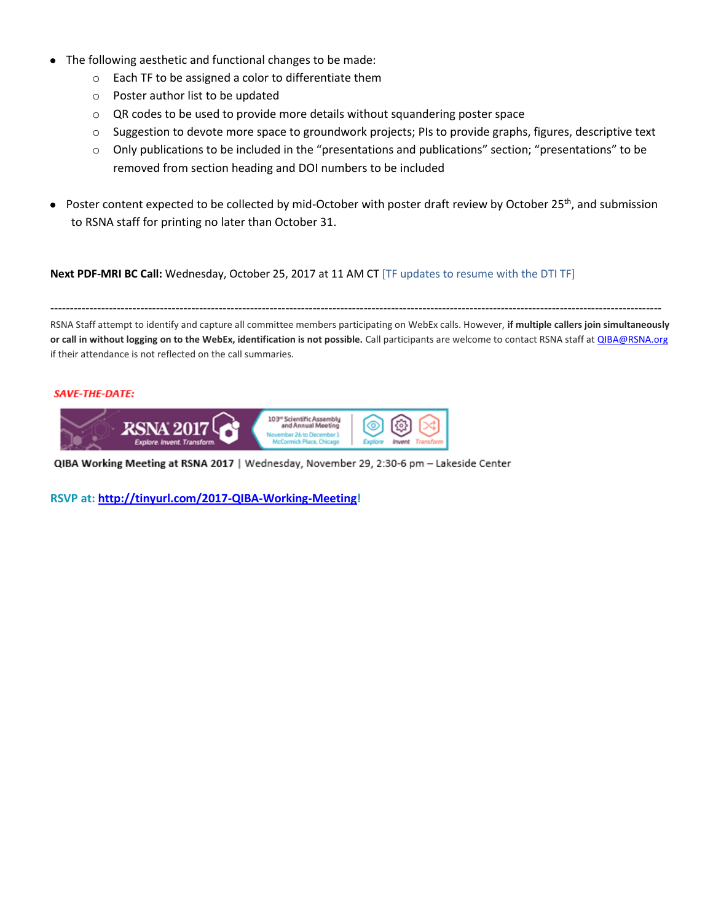- The following aesthetic and functional changes to be made:
  - Each TF to be assigned a color to differentiate them
  - Poster author list to be updated
  - QR codes to be used to provide more details without squandering poster space
  - Suggestion to devote more space to groundwork projects; PIs to provide graphs, figures, descriptive text
  - Only publications to be included in the "presentations and publications" section; "presentations" to be removed from section heading and DOI numbers to be included

- Poster content expected to be collected by mid-October with poster draft review by October 25th, and submission to RSNA staff for printing no later than October 31.

**Next PDF-MRI BC Call:** Wednesday, October 25, 2017 at 11 AM CT [TF updates to resume with the DTI TF]

---

RSNA Staff attempt to identify and capture all committee members participating on WebEx calls. However, **if multiple callers join simultaneously or call in without logging on to the WebEx, identification is not possible.** Call participants are welcome to contact RSNA staff at QIBA@RSNA.org if their attendance is not reflected on the call summaries.

***SAVE-THE-DATE:***

RSNA 2017 Explore. Invent. Transform. 103rd Scientific Assembly and Annual Meeting November 26 to December 1 McCormick Place, Chicago

**QIBA Working Meeting at RSNA 2017** | Wednesday, November 29, 2:30-6 pm – Lakeside Center

**RSVP at: http://tinyurl.com/2017-QIBA-Working-Meeting!**